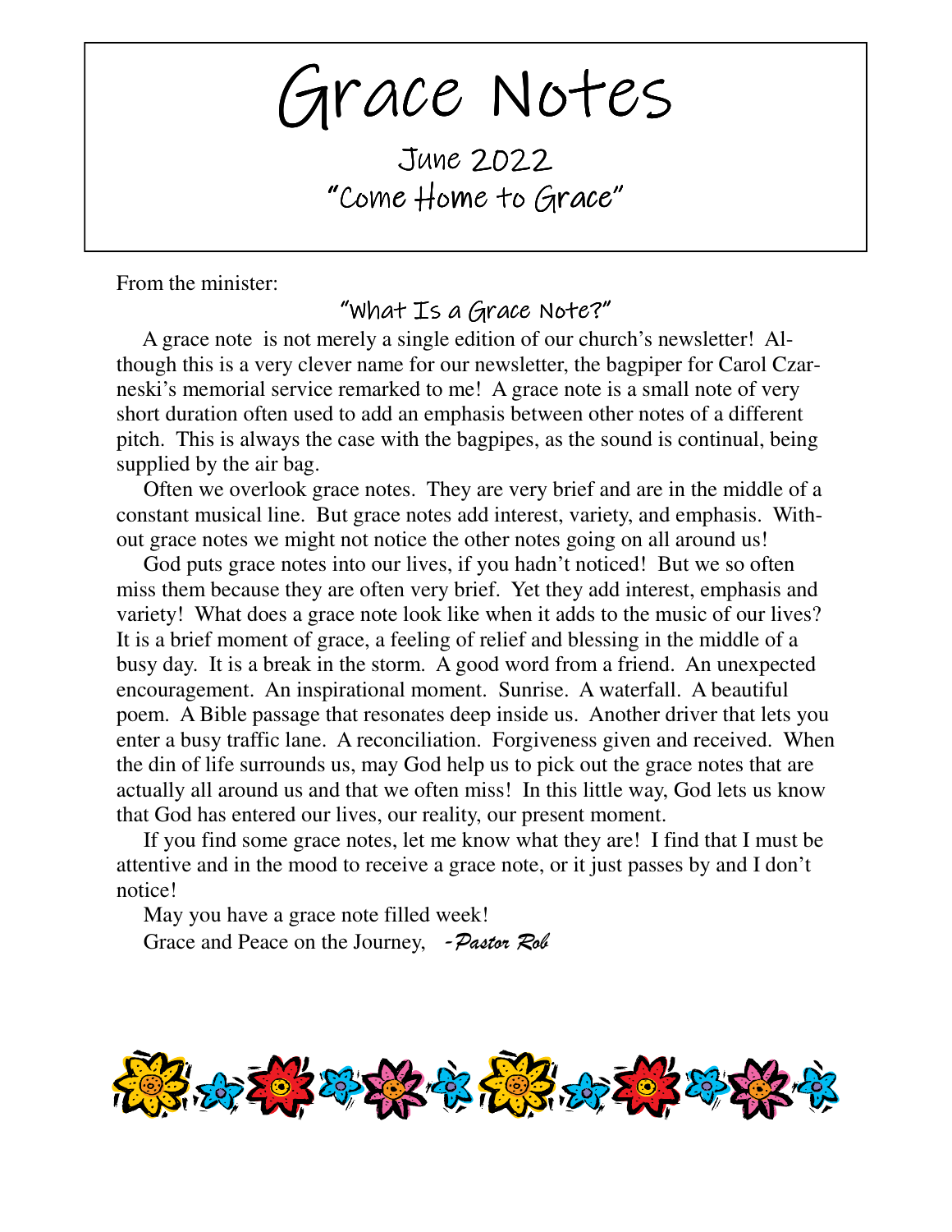# Grace Notes

## June 2022
## "Come Home to Grace"

From the minister:

### "What Is a Grace Note?"

A grace note is not merely a single edition of our church's newsletter! Although this is a very clever name for our newsletter, the bagpiper for Carol Czarneski's memorial service remarked to me! A grace note is a small note of very short duration often used to add an emphasis between other notes of a different pitch. This is always the case with the bagpipes, as the sound is continual, being supplied by the air bag.

Often we overlook grace notes. They are very brief and are in the middle of a constant musical line. But grace notes add interest, variety, and emphasis. Without grace notes we might not notice the other notes going on all around us!

God puts grace notes into our lives, if you hadn't noticed! But we so often miss them because they are often very brief. Yet they add interest, emphasis and variety! What does a grace note look like when it adds to the music of our lives? It is a brief moment of grace, a feeling of relief and blessing in the middle of a busy day. It is a break in the storm. A good word from a friend. An unexpected encouragement. An inspirational moment. Sunrise. A waterfall. A beautiful poem. A Bible passage that resonates deep inside us. Another driver that lets you enter a busy traffic lane. A reconciliation. Forgiveness given and received. When the din of life surrounds us, may God help us to pick out the grace notes that are actually all around us and that we often miss! In this little way, God lets us know that God has entered our lives, our reality, our present moment.

If you find some grace notes, let me know what they are! I find that I must be attentive and in the mood to receive a grace note, or it just passes by and I don't notice!

May you have a grace note filled week!

Grace and Peace on the Journey, *-Pastor Rob*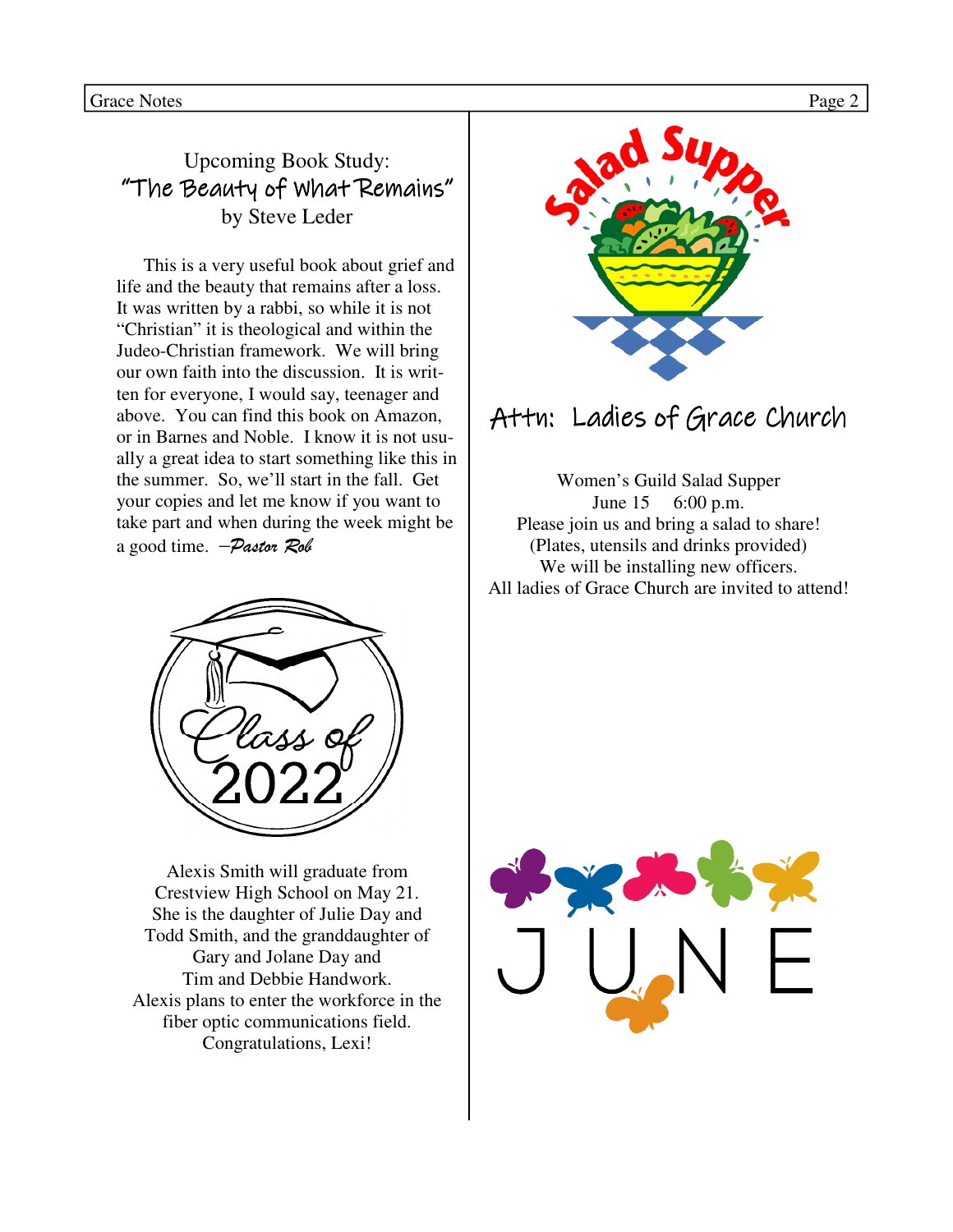## Upcoming Book Study:
## "The Beauty of What Remains"
## by Steve Leder

This is a very useful book about grief and life and the beauty that remains after a loss. It was written by a rabbi, so while it is not "Christian" it is theological and within the Judeo-Christian framework. We will bring our own faith into the discussion. It is written for everyone, I would say, teenager and above. You can find this book on Amazon, or in Barnes and Noble. I know it is not usually a great idea to start something like this in the summer. So, we'll start in the fall. Get your copies and let me know if you want to take part and when during the week might be a good time. —*Pastor Rob*

Class of 2022

Alexis Smith will graduate from Crestview High School on May 21. She is the daughter of Julie Day and Todd Smith, and the granddaughter of Gary and Jolane Day and Tim and Debbie Handwork. Alexis plans to enter the workforce in the fiber optic communications field. Congratulations, Lexi!

## Salad Supper

## Attn: Ladies of Grace Church

Women's Guild Salad Supper
June 15 6:00 p.m.
Please join us and bring a salad to share!
(Plates, utensils and drinks provided)
We will be installing new officers.
All ladies of Grace Church are invited to attend!

JUNE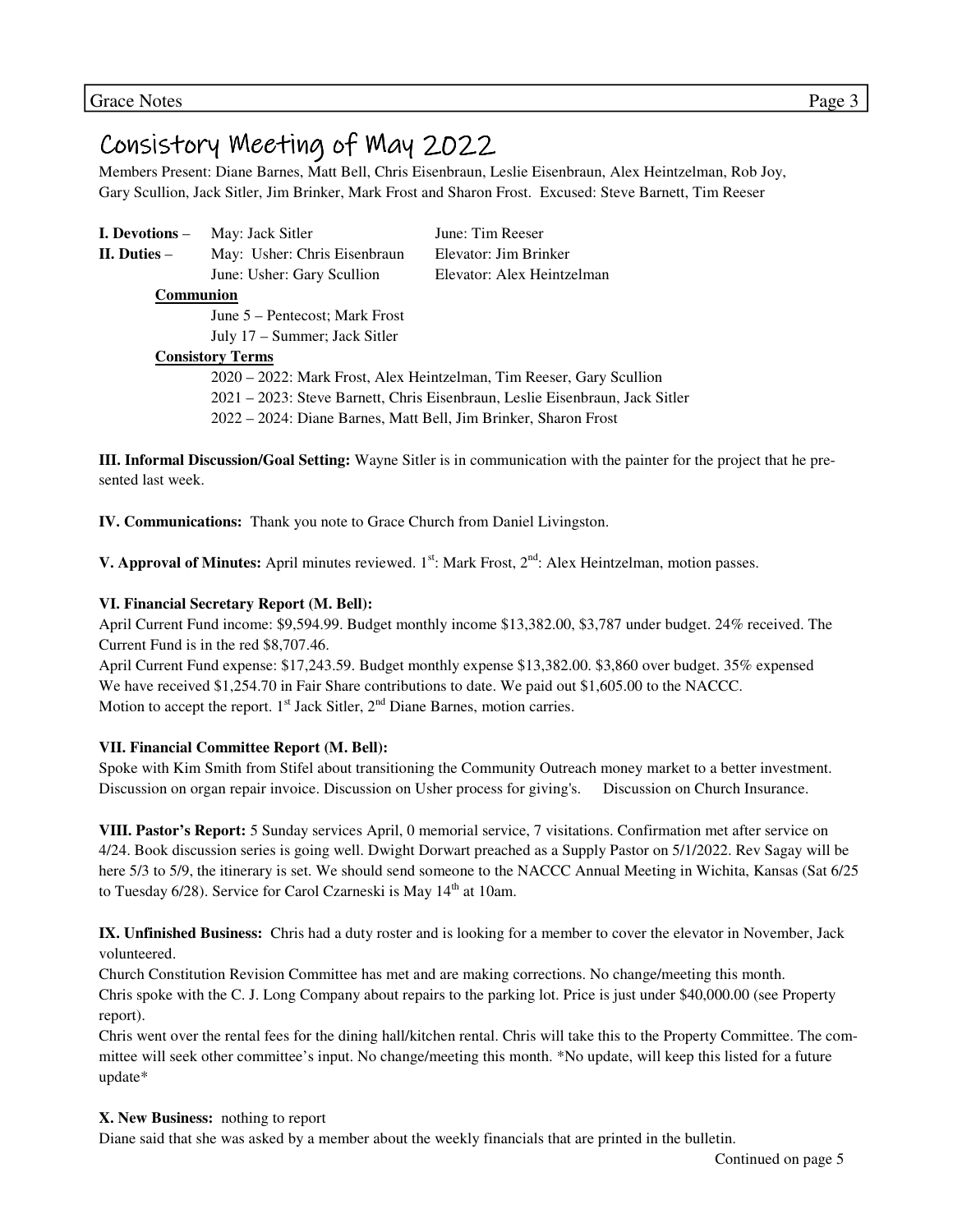# Consistory Meeting of May 2022

Members Present: Diane Barnes, Matt Bell, Chris Eisenbraun, Leslie Eisenbraun, Alex Heintzelman, Rob Joy, Gary Scullion, Jack Sitler, Jim Brinker, Mark Frost and Sharon Frost. Excused: Steve Barnett, Tim Reeser

**I. Devotions** – May: Jack Sitler June: Tim Reeser

**II. Duties** – May: Usher: Chris Eisenbraun Elevator: Jim Brinker
June: Usher: Gary Scullion Elevator: Alex Heintzelman

**Communion**

June 5 – Pentecost; Mark Frost
July 17 – Summer; Jack Sitler

**Consistory Terms**

2020 – 2022: Mark Frost, Alex Heintzelman, Tim Reeser, Gary Scullion
2021 – 2023: Steve Barnett, Chris Eisenbraun, Leslie Eisenbraun, Jack Sitler
2022 – 2024: Diane Barnes, Matt Bell, Jim Brinker, Sharon Frost

**III. Informal Discussion/Goal Setting:** Wayne Sitler is in communication with the painter for the project that he presented last week.

**IV. Communications:** Thank you note to Grace Church from Daniel Livingston.

**V. Approval of Minutes:** April minutes reviewed. 1st: Mark Frost, 2nd: Alex Heintzelman, motion passes.

**VI. Financial Secretary Report (M. Bell):**
April Current Fund income: $9,594.99. Budget monthly income $13,382.00, $3,787 under budget. 24% received. The Current Fund is in the red $8,707.46.
April Current Fund expense: $17,243.59. Budget monthly expense $13,382.00. $3,860 over budget. 35% expensed
We have received $1,254.70 in Fair Share contributions to date. We paid out $1,605.00 to the NACCC.
Motion to accept the report. 1st Jack Sitler, 2nd Diane Barnes, motion carries.

**VII. Financial Committee Report (M. Bell):**
Spoke with Kim Smith from Stifel about transitioning the Community Outreach money market to a better investment. Discussion on organ repair invoice. Discussion on Usher process for giving's. Discussion on Church Insurance.

**VIII. Pastor's Report:** 5 Sunday services April, 0 memorial service, 7 visitations. Confirmation met after service on 4/24. Book discussion series is going well. Dwight Dorwart preached as a Supply Pastor on 5/1/2022. Rev Sagay will be here 5/3 to 5/9, the itinerary is set. We should send someone to the NACCC Annual Meeting in Wichita, Kansas (Sat 6/25 to Tuesday 6/28). Service for Carol Czarneski is May 14th at 10am.

**IX. Unfinished Business:** Chris had a duty roster and is looking for a member to cover the elevator in November, Jack volunteered.
Church Constitution Revision Committee has met and are making corrections. No change/meeting this month.
Chris spoke with the C. J. Long Company about repairs to the parking lot. Price is just under $40,000.00 (see Property report).
Chris went over the rental fees for the dining hall/kitchen rental. Chris will take this to the Property Committee. The committee will seek other committee's input. No change/meeting this month. *No update, will keep this listed for a future update*

**X. New Business:** nothing to report
Diane said that she was asked by a member about the weekly financials that are printed in the bulletin.

Continued on page 5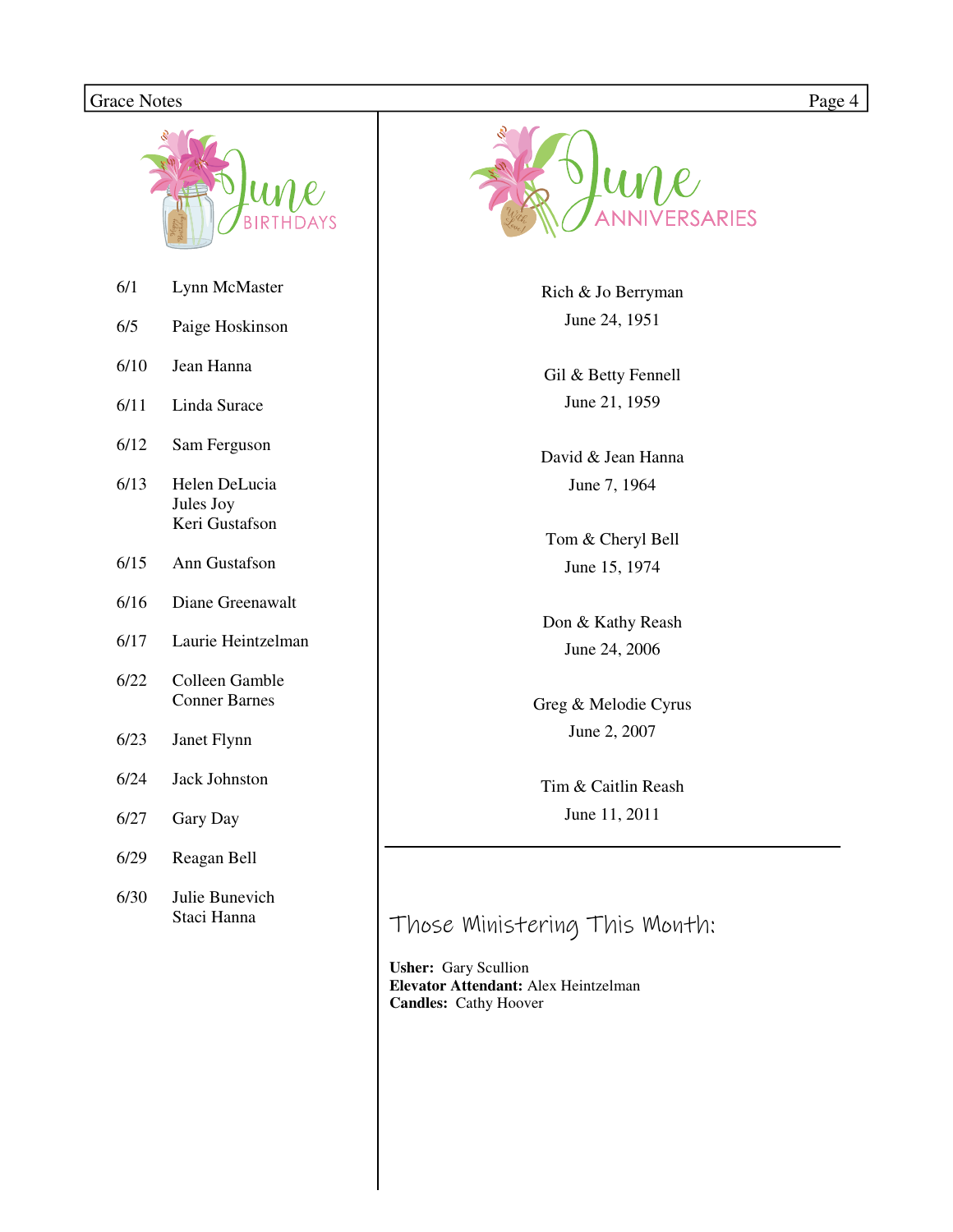## June Birthdays

| | |
|---|---|
| 6/1 | Lynn McMaster |
| 6/5 | Paige Hoskinson |
| 6/10 | Jean Hanna |
| 6/11 | Linda Surace |
| 6/12 | Sam Ferguson |
| 6/13 | Helen DeLucia<br>Jules Joy<br>Keri Gustafson |
| 6/15 | Ann Gustafson |
| 6/16 | Diane Greenawalt |
| 6/17 | Laurie Heintzelman |
| 6/22 | Colleen Gamble<br>Conner Barnes |
| 6/23 | Janet Flynn |
| 6/24 | Jack Johnston |
| 6/27 | Gary Day |
| 6/29 | Reagan Bell |
| 6/30 | Julie Bunevich<br>Staci Hanna |

## June Anniversaries

Rich & Jo Berryman
June 24, 1951

Gil & Betty Fennell
June 21, 1959

David & Jean Hanna
June 7, 1964

Tom & Cheryl Bell
June 15, 1974

Don & Kathy Reash
June 24, 2006

Greg & Melodie Cyrus
June 2, 2007

Tim & Caitlin Reash
June 11, 2011

---

## Those Ministering This Month:

**Usher:** Gary Scullion
**Elevator Attendant:** Alex Heintzelman
**Candles:** Cathy Hoover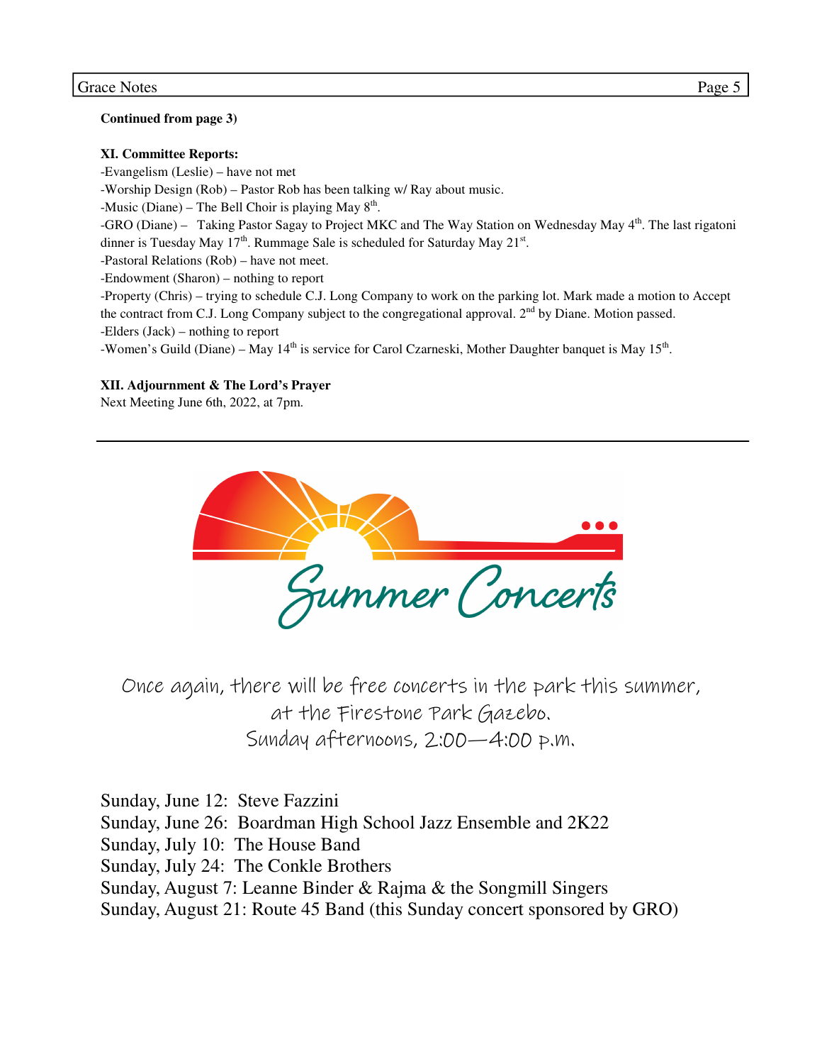**Continued from page 3)**

**XI. Committee Reports:**

-Evangelism (Leslie) – have not met
-Worship Design (Rob) – Pastor Rob has been talking w/ Ray about music.
-Music (Diane) – The Bell Choir is playing May 8th.
-GRO (Diane) – Taking Pastor Sagay to Project MKC and The Way Station on Wednesday May 4th. The last rigatoni dinner is Tuesday May 17th. Rummage Sale is scheduled for Saturday May 21st.
-Pastoral Relations (Rob) – have not meet.
-Endowment (Sharon) – nothing to report
-Property (Chris) – trying to schedule C.J. Long Company to work on the parking lot. Mark made a motion to Accept the contract from C.J. Long Company subject to the congregational approval. 2nd by Diane. Motion passed.
-Elders (Jack) – nothing to report
-Women's Guild (Diane) – May 14th is service for Carol Czarneski, Mother Daughter banquet is May 15th.

**XII. Adjournment & The Lord's Prayer**

Next Meeting June 6th, 2022, at 7pm.

---

Summer Concerts

Once again, there will be free concerts in the park this summer,
at the Firestone Park Gazebo.
Sunday afternoons, 2:00—4:00 p.m.

Sunday, June 12: Steve Fazzini
Sunday, June 26: Boardman High School Jazz Ensemble and 2K22
Sunday, July 10: The House Band
Sunday, July 24: The Conkle Brothers
Sunday, August 7: Leanne Binder & Rajma & the Songmill Singers
Sunday, August 21: Route 45 Band (this Sunday concert sponsored by GRO)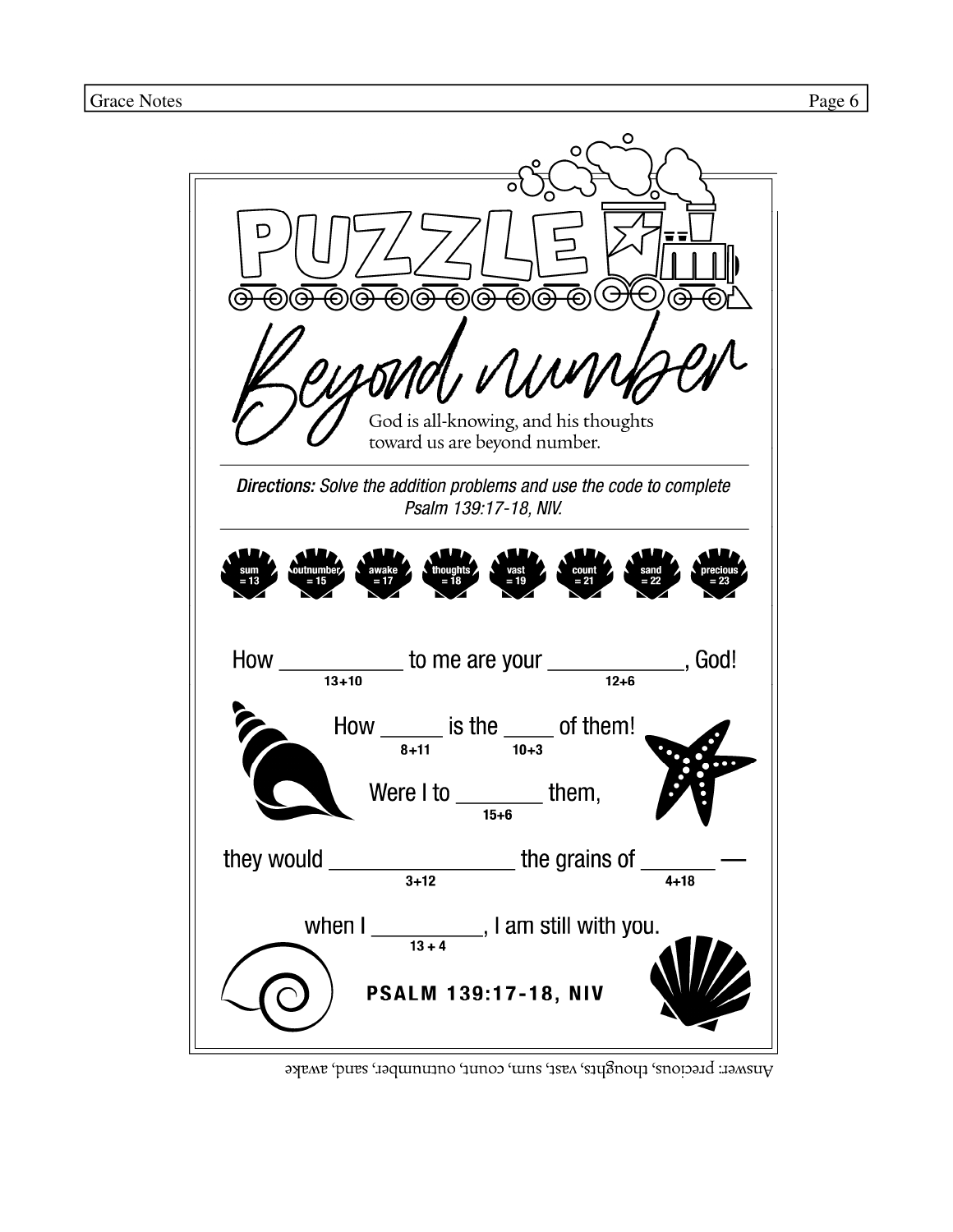# PUZZLE

## Beyond number

God is all-knowing, and his thoughts toward us are beyond number.

***Directions:*** *Solve the addition problems and use the code to complete Psalm 139:17-18, NIV.*

sum = 13 | outnumber = 15 | awake = 17 | thoughts = 18 | vast = 19 | count = 21 | sand = 22 | precious = 23

How __________ to me are your ___________, God!
13+10 | 12+6

How _____ is the ____ of them!
8+11 | 10+3

Were I to _______ them,
15+6

they would ________________ the grains of ______ —
3+12 | 4+18

when I _________, I am still with you.
13 + 4

**PSALM 139:17-18, NIV**

Answer: precious, thoughts, vast, sum, count, outnumber, sand, awake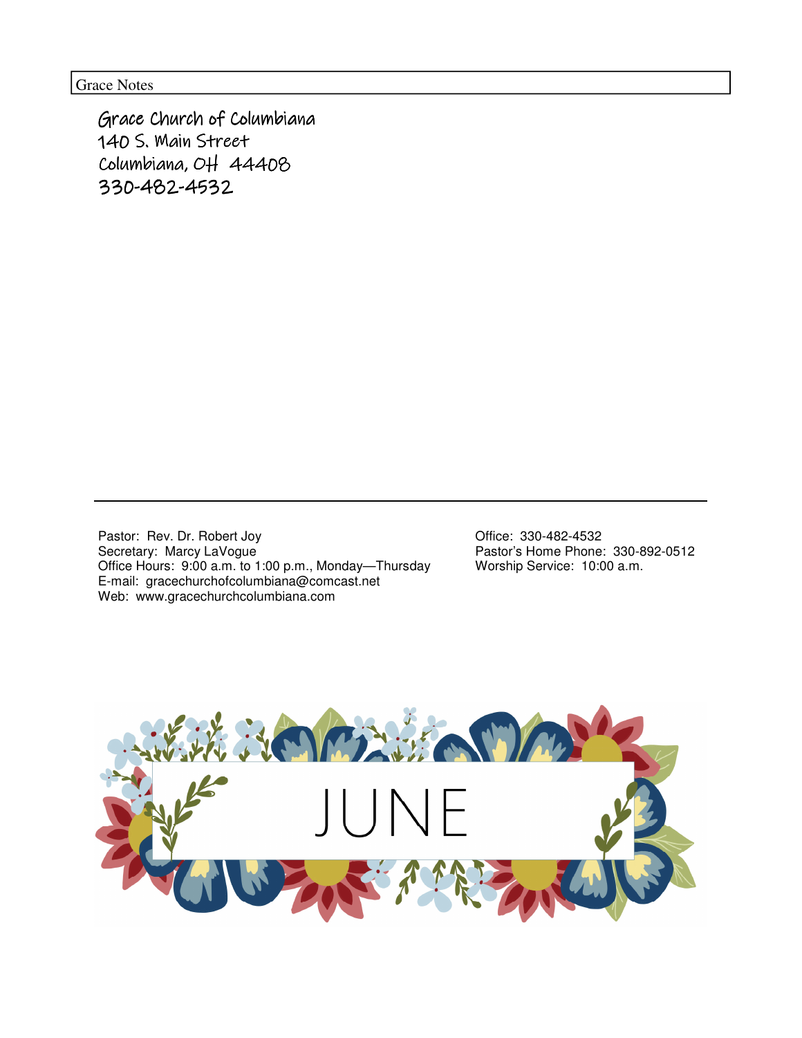Grace Church of Columbiana
140 S. Main Street
Columbiana, OH 44408
330-482-4532

---

Pastor: Rev. Dr. Robert Joy
Secretary: Marcy LaVogue
Office Hours: 9:00 a.m. to 1:00 p.m., Monday—Thursday
E-mail: gracechurchofcolumbiana@comcast.net
Web: www.gracechurchcolumbiana.com

Office: 330-482-4532
Pastor's Home Phone: 330-892-0512
Worship Service: 10:00 a.m.

JUNE